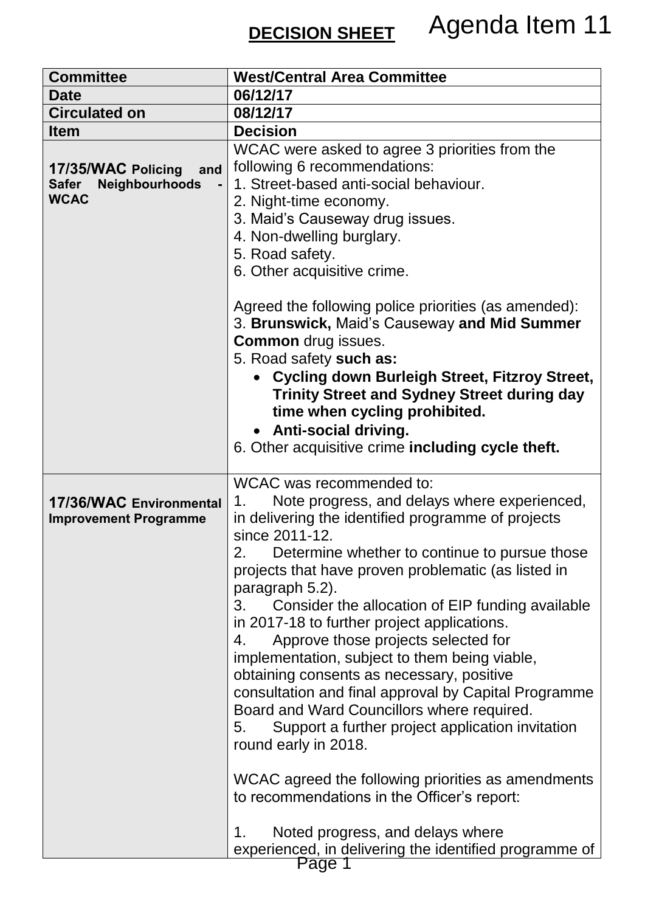# DECISION SHEET

Agenda Item 11

| Committee | West/Central Area Committee |
|---|---|
| **Date** | **06/12/17** |
| **Circulated on** | **08/12/17** |
| **Item** | **Decision** |
| **17/35/WAC Policing and Safer Neighbourhoods - WCAC** | WCAC were asked to agree 3 priorities from the following 6 recommendations:<br>1. Street-based anti-social behaviour.<br>2. Night-time economy.<br>3. Maid's Causeway drug issues.<br>4. Non-dwelling burglary.<br>5. Road safety.<br>6. Other acquisitive crime.<br><br>Agreed the following police priorities (as amended):<br>3. **Brunswick,** Maid's Causeway **and Mid Summer Common** drug issues.<br>5. Road safety **such as:**<br>• **Cycling down Burleigh Street, Fitzroy Street, Trinity Street and Sydney Street during day time when cycling prohibited.**<br>• **Anti-social driving.**<br>6. Other acquisitive crime **including cycle theft.** |
| **17/36/WAC Environmental Improvement Programme** | WCAC was recommended to:<br>1. Note progress, and delays where experienced, in delivering the identified programme of projects since 2011-12.<br>2. Determine whether to continue to pursue those projects that have proven problematic (as listed in paragraph 5.2).<br>3. Consider the allocation of EIP funding available in 2017-18 to further project applications.<br>4. Approve those projects selected for implementation, subject to them being viable, obtaining consents as necessary, positive consultation and final approval by Capital Programme Board and Ward Councillors where required.<br>5. Support a further project application invitation round early in 2018.<br><br>WCAC agreed the following priorities as amendments to recommendations in the Officer's report:<br><br>1. Noted progress, and delays where experienced, in delivering the identified programme of |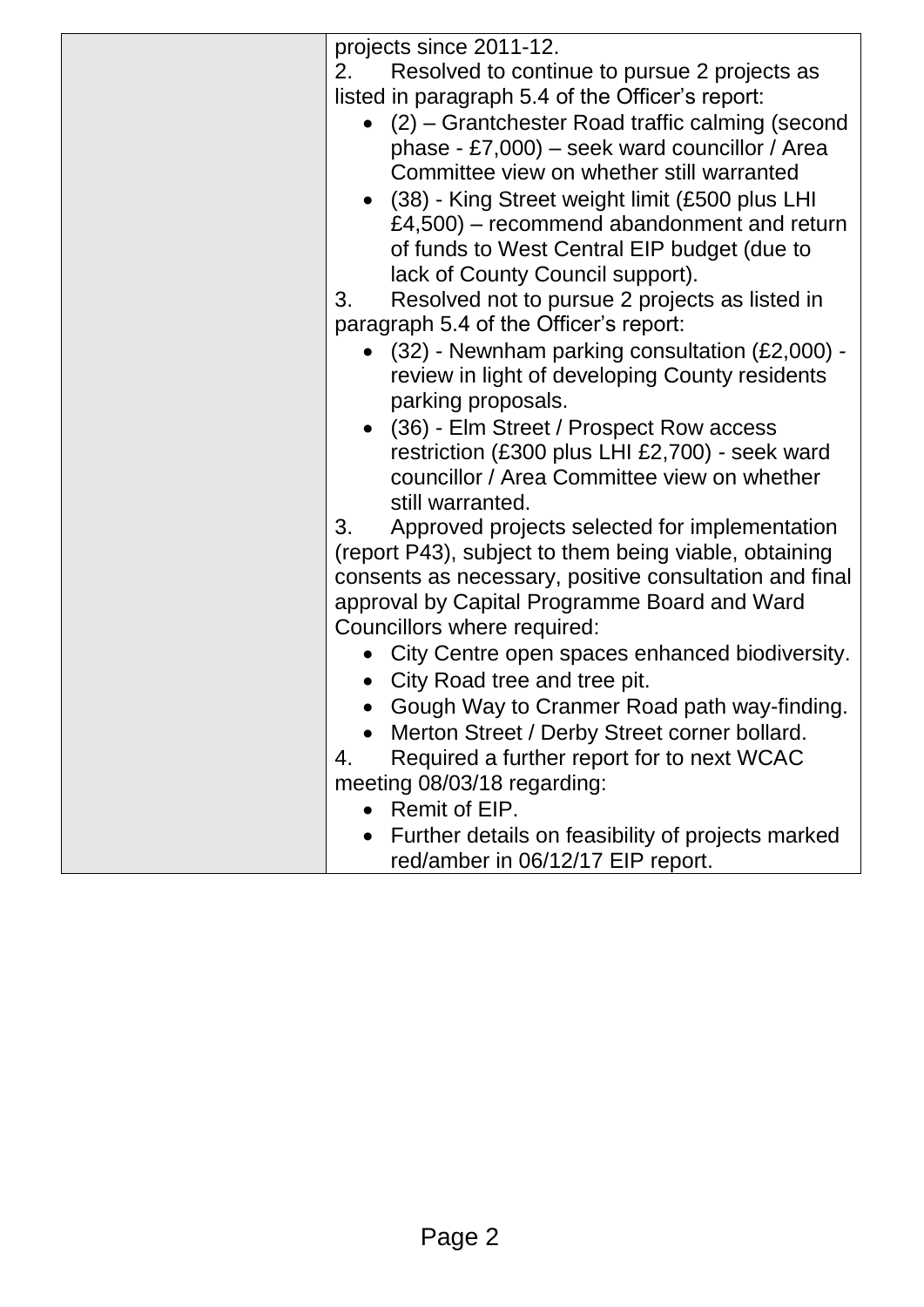| | |
|---|---|
| | projects since 2011-12.<br>2. Resolved to continue to pursue 2 projects as listed in paragraph 5.4 of the Officer's report:<br>• (2) – Grantchester Road traffic calming (second phase - £7,000) – seek ward councillor / Area Committee view on whether still warranted<br>• (38) - King Street weight limit (£500 plus LHI £4,500) – recommend abandonment and return of funds to West Central EIP budget (due to lack of County Council support).<br>3. Resolved not to pursue 2 projects as listed in paragraph 5.4 of the Officer's report:<br>• (32) - Newnham parking consultation (£2,000) - review in light of developing County residents parking proposals.<br>• (36) - Elm Street / Prospect Row access restriction (£300 plus LHI £2,700) - seek ward councillor / Area Committee view on whether still warranted.<br>3. Approved projects selected for implementation (report P43), subject to them being viable, obtaining consents as necessary, positive consultation and final approval by Capital Programme Board and Ward Councillors where required:<br>• City Centre open spaces enhanced biodiversity.<br>• City Road tree and tree pit.<br>• Gough Way to Cranmer Road path way-finding.<br>• Merton Street / Derby Street corner bollard.<br>4. Required a further report for to next WCAC meeting 08/03/18 regarding:<br>• Remit of EIP.<br>• Further details on feasibility of projects marked red/amber in 06/12/17 EIP report. |